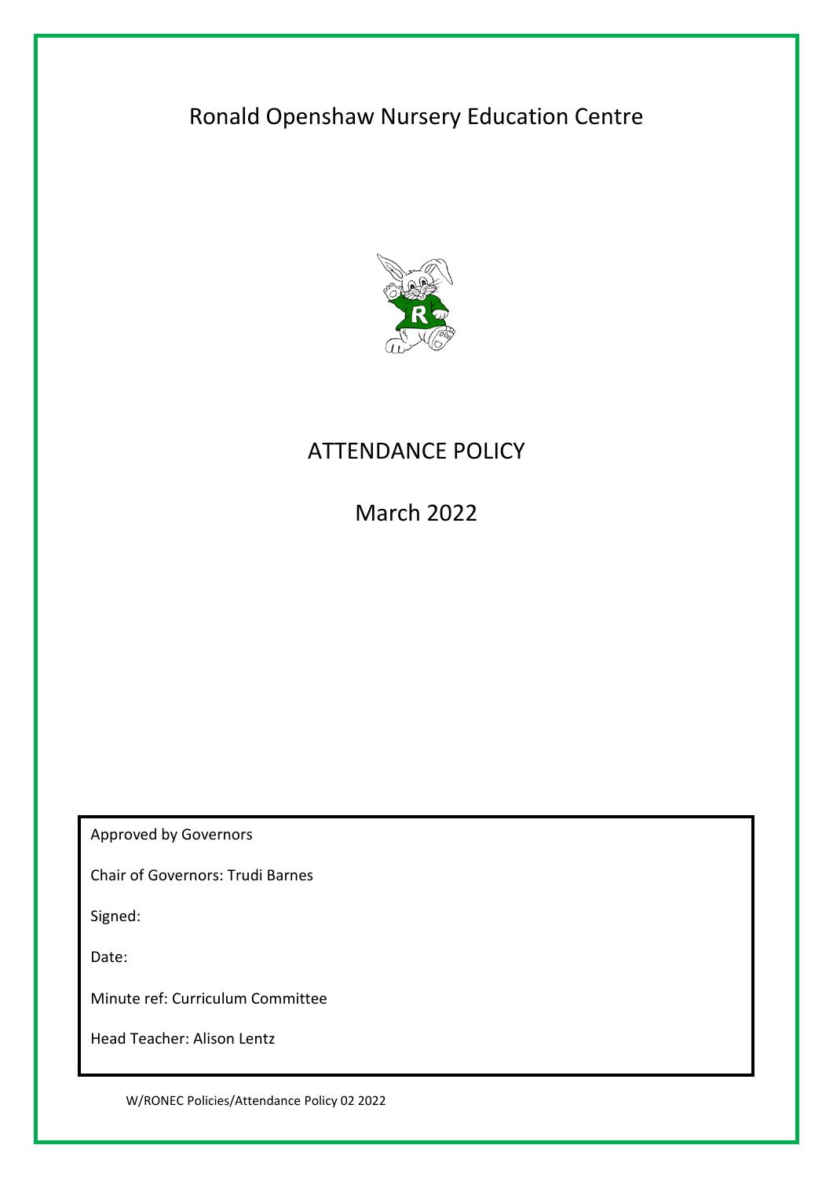# Ronald Openshaw Nursery Education Centre

## ATTENDANCE POLICY

## March 2022

Approved by Governors

Chair of Governors: Trudi Barnes

Signed:

Date:

Minute ref: Curriculum Committee

Head Teacher: Alison Lentz

W/RONEC Policies/Attendance Policy 02 2022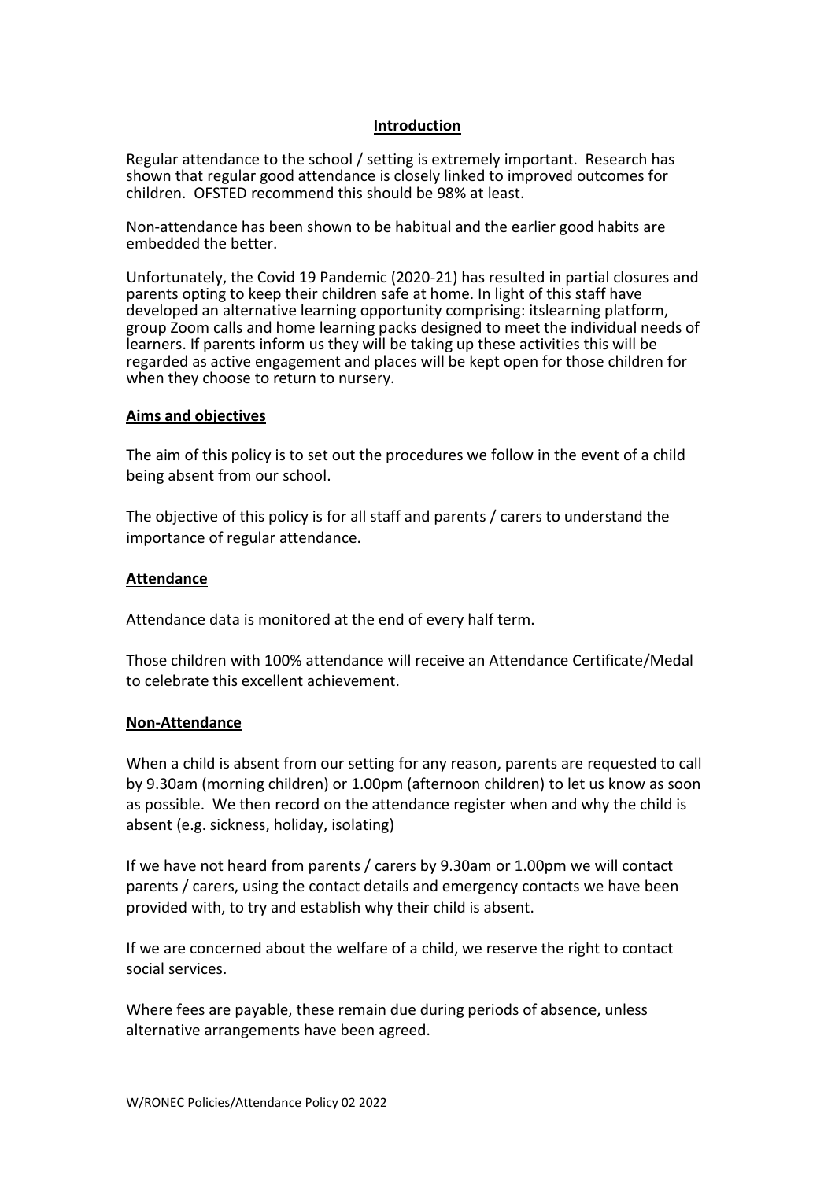## Introduction

Regular attendance to the school / setting is extremely important. Research has shown that regular good attendance is closely linked to improved outcomes for children. OFSTED recommend this should be 98% at least.

Non-attendance has been shown to be habitual and the earlier good habits are embedded the better.

Unfortunately, the Covid 19 Pandemic (2020-21) has resulted in partial closures and parents opting to keep their children safe at home. In light of this staff have developed an alternative learning opportunity comprising: itslearning platform, group Zoom calls and home learning packs designed to meet the individual needs of learners. If parents inform us they will be taking up these activities this will be regarded as active engagement and places will be kept open for those children for when they choose to return to nursery.

## Aims and objectives

The aim of this policy is to set out the procedures we follow in the event of a child being absent from our school.

The objective of this policy is for all staff and parents / carers to understand the importance of regular attendance.

## Attendance

Attendance data is monitored at the end of every half term.

Those children with 100% attendance will receive an Attendance Certificate/Medal to celebrate this excellent achievement.

## Non-Attendance

When a child is absent from our setting for any reason, parents are requested to call by 9.30am (morning children) or 1.00pm (afternoon children) to let us know as soon as possible. We then record on the attendance register when and why the child is absent (e.g. sickness, holiday, isolating)

If we have not heard from parents / carers by 9.30am or 1.00pm we will contact parents / carers, using the contact details and emergency contacts we have been provided with, to try and establish why their child is absent.

If we are concerned about the welfare of a child, we reserve the right to contact social services.

Where fees are payable, these remain due during periods of absence, unless alternative arrangements have been agreed.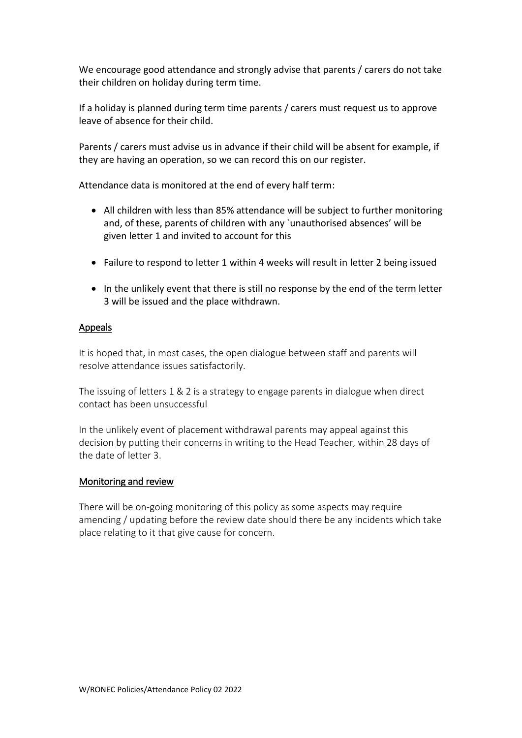We encourage good attendance and strongly advise that parents / carers do not take their children on holiday during term time.

If a holiday is planned during term time parents / carers must request us to approve leave of absence for their child.

Parents / carers must advise us in advance if their child will be absent for example, if they are having an operation, so we can record this on our register.

Attendance data is monitored at the end of every half term:

- All children with less than 85% attendance will be subject to further monitoring and, of these, parents of children with any `unauthorised absences' will be given letter 1 and invited to account for this
- Failure to respond to letter 1 within 4 weeks will result in letter 2 being issued
- In the unlikely event that there is still no response by the end of the term letter 3 will be issued and the place withdrawn.

## Appeals

It is hoped that, in most cases, the open dialogue between staff and parents will resolve attendance issues satisfactorily.

The issuing of letters 1 & 2 is a strategy to engage parents in dialogue when direct contact has been unsuccessful

In the unlikely event of placement withdrawal parents may appeal against this decision by putting their concerns in writing to the Head Teacher, within 28 days of the date of letter 3.

## Monitoring and review

There will be on-going monitoring of this policy as some aspects may require amending / updating before the review date should there be any incidents which take place relating to it that give cause for concern.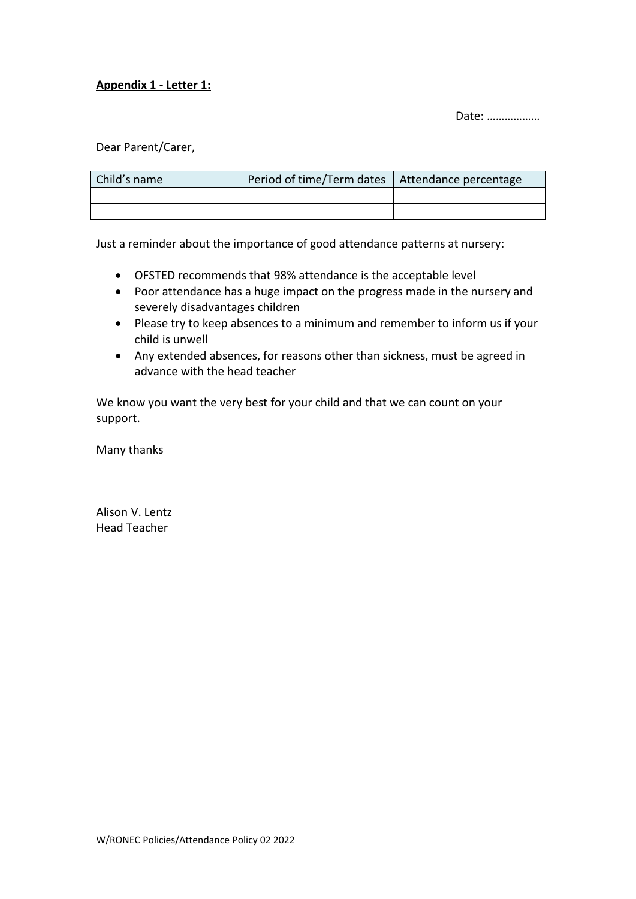**Appendix 1 - Letter 1:**

Date: ………………

Dear Parent/Carer,

| Child's name | Period of time/Term dates | Attendance percentage |
| --- | --- | --- |
| | | |
| | | |

Just a reminder about the importance of good attendance patterns at nursery:

- OFSTED recommends that 98% attendance is the acceptable level
- Poor attendance has a huge impact on the progress made in the nursery and severely disadvantages children
- Please try to keep absences to a minimum and remember to inform us if your child is unwell
- Any extended absences, for reasons other than sickness, must be agreed in advance with the head teacher

We know you want the very best for your child and that we can count on your support.

Many thanks

Alison V. Lentz
Head Teacher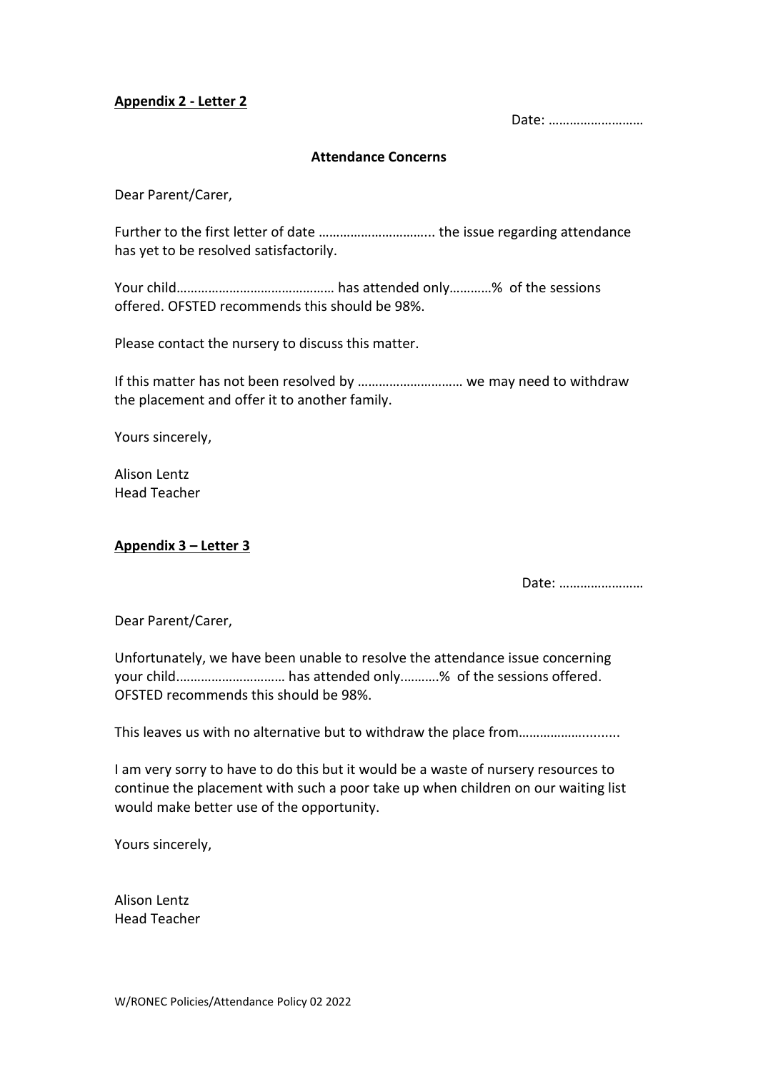**Appendix 2 - Letter 2**

Date: ………………………

**Attendance Concerns**

Dear Parent/Carer,

Further to the first letter of date …………………………... the issue regarding attendance has yet to be resolved satisfactorily.

Your child……………………………………… has attended only…………% of the sessions offered. OFSTED recommends this should be 98%.

Please contact the nursery to discuss this matter.

If this matter has not been resolved by ………………………… we may need to withdraw the placement and offer it to another family.

Yours sincerely,

Alison Lentz
Head Teacher

**Appendix 3 – Letter 3**

Date: ……………………

Dear Parent/Carer,

Unfortunately, we have been unable to resolve the attendance issue concerning your child………………………… has attended only………..% of the sessions offered. OFSTED recommends this should be 98%.

This leaves us with no alternative but to withdraw the place from……………………........

I am very sorry to have to do this but it would be a waste of nursery resources to continue the placement with such a poor take up when children on our waiting list would make better use of the opportunity.

Yours sincerely,

Alison Lentz
Head Teacher

W/RONEC Policies/Attendance Policy 02 2022